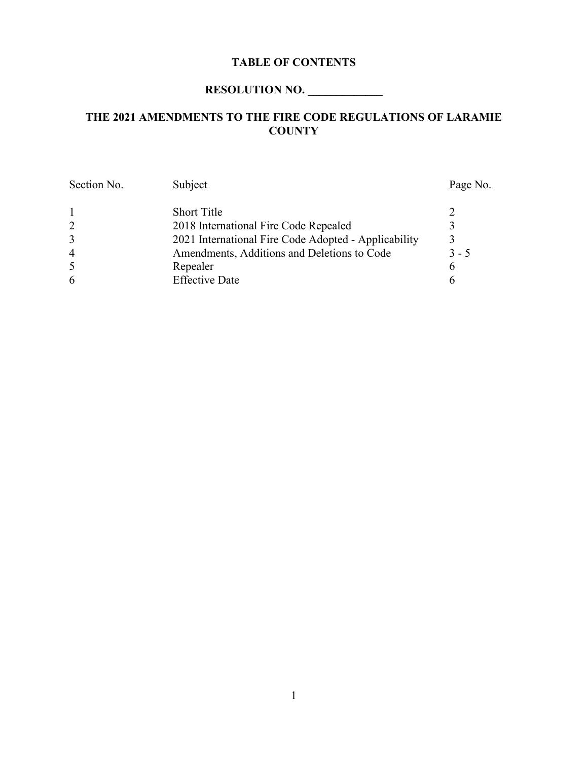# TABLE OF CONTENTS

## RESOLUTION NO. _____________

## THE 2021 AMENDMENTS TO THE FIRE CODE REGULATIONS OF LARAMIE COUNTY

| Section No. | Subject | Page No. |
|---|---|---|
| 1 | Short Title | 2 |
| 2 | 2018 International Fire Code Repealed | 3 |
| 3 | 2021 International Fire Code Adopted - Applicability | 3 |
| 4 | Amendments, Additions and Deletions to Code | 3 - 5 |
| 5 | Repealer | 6 |
| 6 | Effective Date | 6 |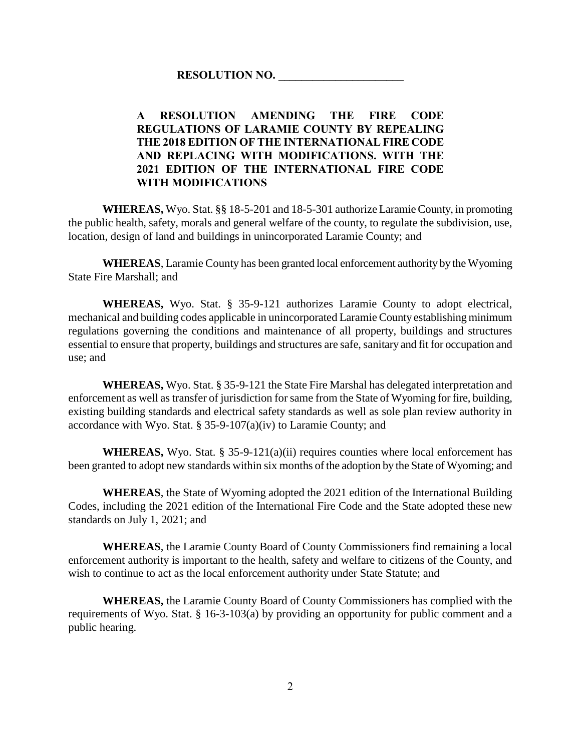**RESOLUTION NO. \_\_\_\_\_\_\_\_\_\_\_\_\_\_\_\_\_\_\_\_\_\_**

**A RESOLUTION AMENDING THE FIRE CODE REGULATIONS OF LARAMIE COUNTY BY REPEALING THE 2018 EDITION OF THE INTERNATIONAL FIRE CODE AND REPLACING WITH MODIFICATIONS. WITH THE 2021 EDITION OF THE INTERNATIONAL FIRE CODE WITH MODIFICATIONS**

**WHEREAS,** Wyo. Stat. §§ 18-5-201 and 18-5-301 authorize Laramie County, in promoting the public health, safety, morals and general welfare of the county, to regulate the subdivision, use, location, design of land and buildings in unincorporated Laramie County; and

**WHEREAS**, Laramie County has been granted local enforcement authority by the Wyoming State Fire Marshall; and

**WHEREAS,** Wyo. Stat. § 35-9-121 authorizes Laramie County to adopt electrical, mechanical and building codes applicable in unincorporated Laramie County establishing minimum regulations governing the conditions and maintenance of all property, buildings and structures essential to ensure that property, buildings and structures are safe, sanitary and fit for occupation and use; and

**WHEREAS,** Wyo. Stat. § 35-9-121 the State Fire Marshal has delegated interpretation and enforcement as well as transfer of jurisdiction for same from the State of Wyoming for fire, building, existing building standards and electrical safety standards as well as sole plan review authority in accordance with Wyo. Stat. § 35-9-107(a)(iv) to Laramie County; and

**WHEREAS,** Wyo. Stat. § 35-9-121(a)(ii) requires counties where local enforcement has been granted to adopt new standards within six months of the adoption by the State of Wyoming; and

**WHEREAS**, the State of Wyoming adopted the 2021 edition of the International Building Codes, including the 2021 edition of the International Fire Code and the State adopted these new standards on July 1, 2021; and

**WHEREAS**, the Laramie County Board of County Commissioners find remaining a local enforcement authority is important to the health, safety and welfare to citizens of the County, and wish to continue to act as the local enforcement authority under State Statute; and

**WHEREAS,** the Laramie County Board of County Commissioners has complied with the requirements of Wyo. Stat. § 16-3-103(a) by providing an opportunity for public comment and a public hearing.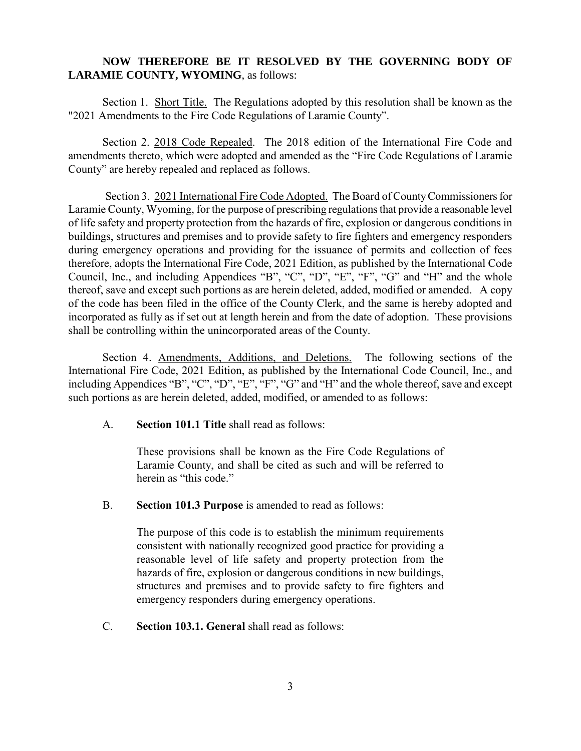**NOW THEREFORE BE IT RESOLVED BY THE GOVERNING BODY OF LARAMIE COUNTY, WYOMING**, as follows:

Section 1. Short Title. The Regulations adopted by this resolution shall be known as the "2021 Amendments to the Fire Code Regulations of Laramie County".

Section 2. 2018 Code Repealed. The 2018 edition of the International Fire Code and amendments thereto, which were adopted and amended as the "Fire Code Regulations of Laramie County" are hereby repealed and replaced as follows.

Section 3. 2021 International Fire Code Adopted. The Board of County Commissioners for Laramie County, Wyoming, for the purpose of prescribing regulations that provide a reasonable level of life safety and property protection from the hazards of fire, explosion or dangerous conditions in buildings, structures and premises and to provide safety to fire fighters and emergency responders during emergency operations and providing for the issuance of permits and collection of fees therefore, adopts the International Fire Code, 2021 Edition, as published by the International Code Council, Inc., and including Appendices "B", "C", "D", "E", "F", "G" and "H" and the whole thereof, save and except such portions as are herein deleted, added, modified or amended. A copy of the code has been filed in the office of the County Clerk, and the same is hereby adopted and incorporated as fully as if set out at length herein and from the date of adoption. These provisions shall be controlling within the unincorporated areas of the County.

Section 4. Amendments, Additions, and Deletions. The following sections of the International Fire Code, 2021 Edition, as published by the International Code Council, Inc., and including Appendices "B", "C", "D", "E", "F", "G" and "H" and the whole thereof, save and except such portions as are herein deleted, added, modified, or amended to as follows:

A. **Section 101.1 Title** shall read as follows:

> These provisions shall be known as the Fire Code Regulations of Laramie County, and shall be cited as such and will be referred to herein as "this code."

B. **Section 101.3 Purpose** is amended to read as follows:

> The purpose of this code is to establish the minimum requirements consistent with nationally recognized good practice for providing a reasonable level of life safety and property protection from the hazards of fire, explosion or dangerous conditions in new buildings, structures and premises and to provide safety to fire fighters and emergency responders during emergency operations.

C. **Section 103.1. General** shall read as follows: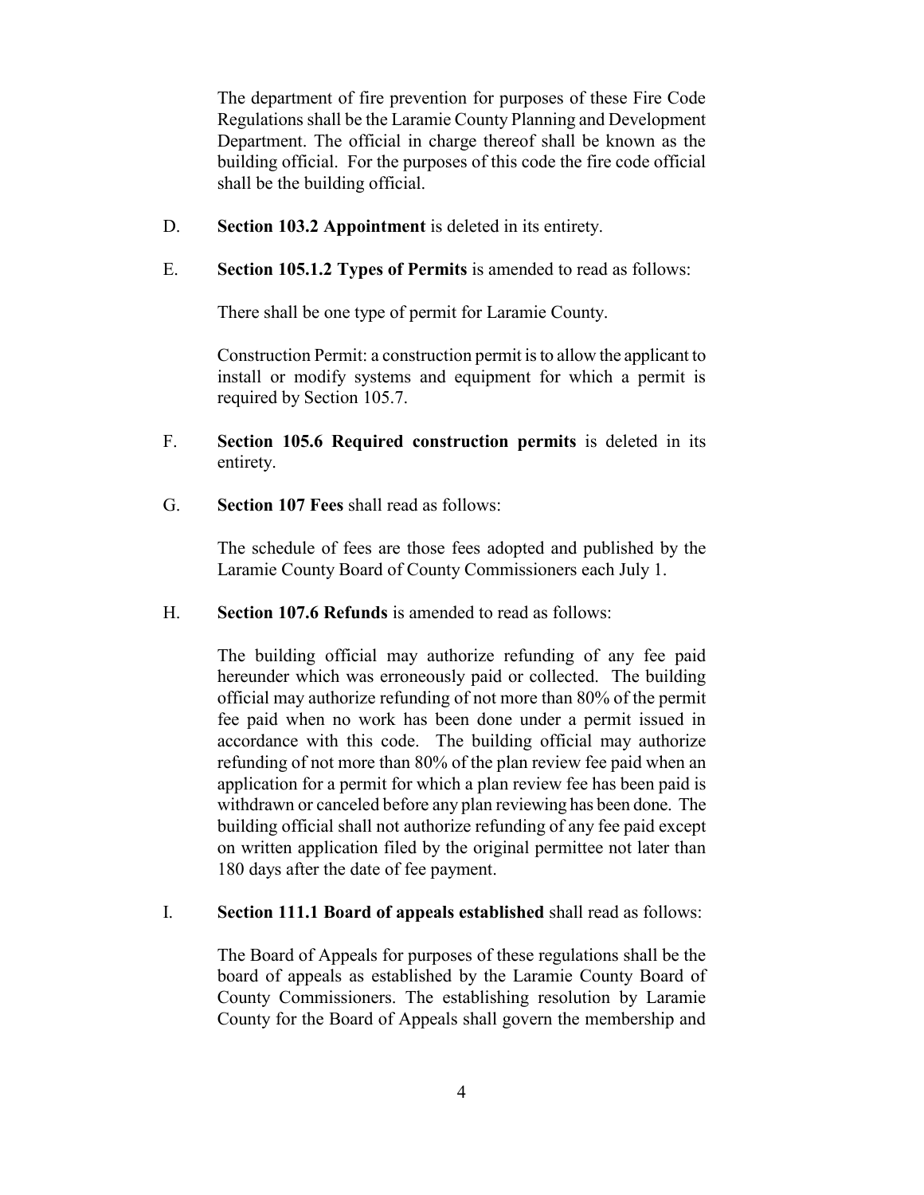The department of fire prevention for purposes of these Fire Code Regulations shall be the Laramie County Planning and Development Department. The official in charge thereof shall be known as the building official. For the purposes of this code the fire code official shall be the building official.

D. **Section 103.2 Appointment** is deleted in its entirety.

E. **Section 105.1.2 Types of Permits** is amended to read as follows:

   There shall be one type of permit for Laramie County.

   Construction Permit: a construction permit is to allow the applicant to install or modify systems and equipment for which a permit is required by Section 105.7.

F. **Section 105.6 Required construction permits** is deleted in its entirety.

G. **Section 107 Fees** shall read as follows:

   The schedule of fees are those fees adopted and published by the Laramie County Board of County Commissioners each July 1.

H. **Section 107.6 Refunds** is amended to read as follows:

   The building official may authorize refunding of any fee paid hereunder which was erroneously paid or collected. The building official may authorize refunding of not more than 80% of the permit fee paid when no work has been done under a permit issued in accordance with this code. The building official may authorize refunding of not more than 80% of the plan review fee paid when an application for a permit for which a plan review fee has been paid is withdrawn or canceled before any plan reviewing has been done. The building official shall not authorize refunding of any fee paid except on written application filed by the original permittee not later than 180 days after the date of fee payment.

I. **Section 111.1 Board of appeals established** shall read as follows:

   The Board of Appeals for purposes of these regulations shall be the board of appeals as established by the Laramie County Board of County Commissioners. The establishing resolution by Laramie County for the Board of Appeals shall govern the membership and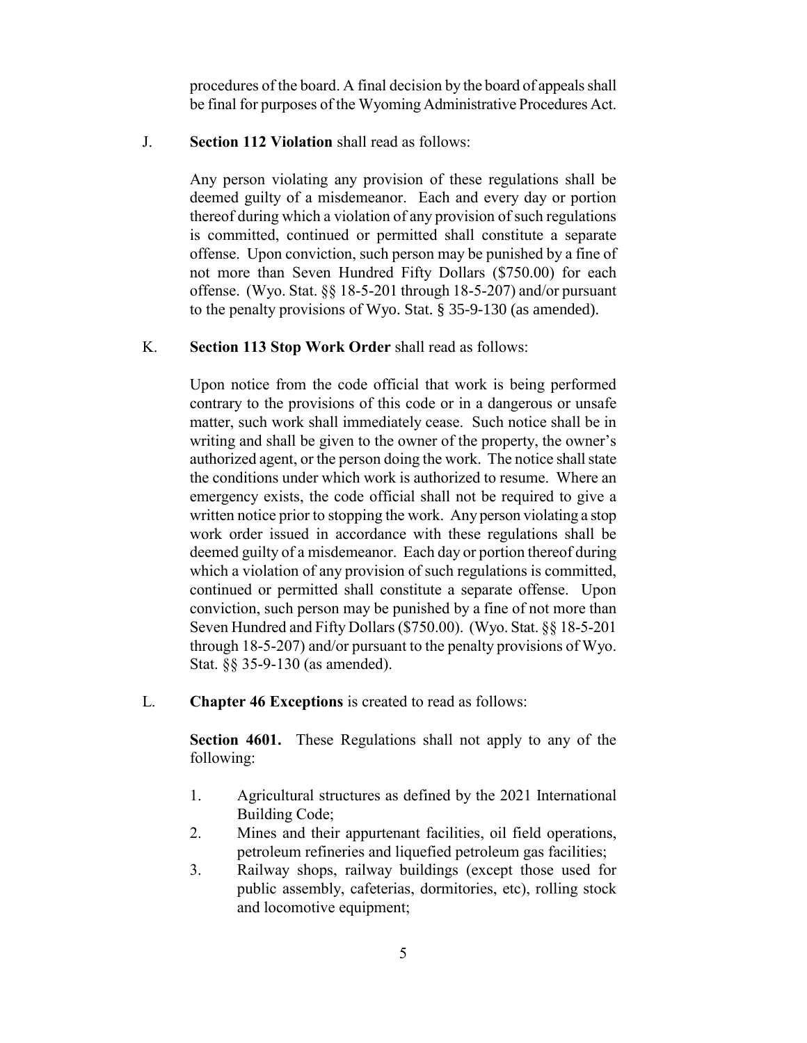procedures of the board. A final decision by the board of appeals shall be final for purposes of the Wyoming Administrative Procedures Act.

J. **Section 112 Violation** shall read as follows:

Any person violating any provision of these regulations shall be deemed guilty of a misdemeanor. Each and every day or portion thereof during which a violation of any provision of such regulations is committed, continued or permitted shall constitute a separate offense. Upon conviction, such person may be punished by a fine of not more than Seven Hundred Fifty Dollars ($750.00) for each offense. (Wyo. Stat. §§ 18-5-201 through 18-5-207) and/or pursuant to the penalty provisions of Wyo. Stat. § 35-9-130 (as amended).

K. **Section 113 Stop Work Order** shall read as follows:

Upon notice from the code official that work is being performed contrary to the provisions of this code or in a dangerous or unsafe matter, such work shall immediately cease. Such notice shall be in writing and shall be given to the owner of the property, the owner's authorized agent, or the person doing the work. The notice shall state the conditions under which work is authorized to resume. Where an emergency exists, the code official shall not be required to give a written notice prior to stopping the work. Any person violating a stop work order issued in accordance with these regulations shall be deemed guilty of a misdemeanor. Each day or portion thereof during which a violation of any provision of such regulations is committed, continued or permitted shall constitute a separate offense. Upon conviction, such person may be punished by a fine of not more than Seven Hundred and Fifty Dollars ($750.00). (Wyo. Stat. §§ 18-5-201 through 18-5-207) and/or pursuant to the penalty provisions of Wyo. Stat. §§ 35-9-130 (as amended).

L. **Chapter 46 Exceptions** is created to read as follows:

**Section 4601.** These Regulations shall not apply to any of the following:

1. Agricultural structures as defined by the 2021 International Building Code;
2. Mines and their appurtenant facilities, oil field operations, petroleum refineries and liquefied petroleum gas facilities;
3. Railway shops, railway buildings (except those used for public assembly, cafeterias, dormitories, etc), rolling stock and locomotive equipment;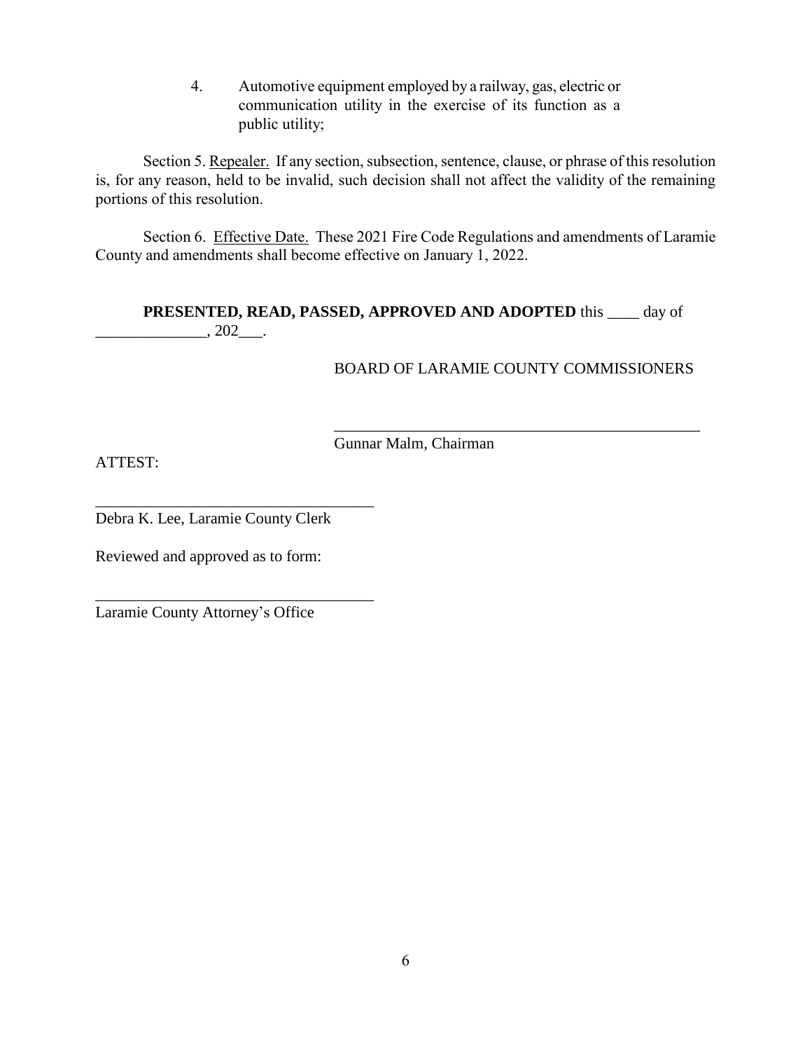4. Automotive equipment employed by a railway, gas, electric or communication utility in the exercise of its function as a public utility;

Section 5. Repealer. If any section, subsection, sentence, clause, or phrase of this resolution is, for any reason, held to be invalid, such decision shall not affect the validity of the remaining portions of this resolution.

Section 6. Effective Date. These 2021 Fire Code Regulations and amendments of Laramie County and amendments shall become effective on January 1, 2022.

**PRESENTED, READ, PASSED, APPROVED AND ADOPTED** this ____ day of ______________, 202___.

BOARD OF LARAMIE COUNTY COMMISSIONERS

_______________________________________________
Gunnar Malm, Chairman

ATTEST:

____________________________________
Debra K. Lee, Laramie County Clerk

Reviewed and approved as to form:

____________________________________
Laramie County Attorney's Office